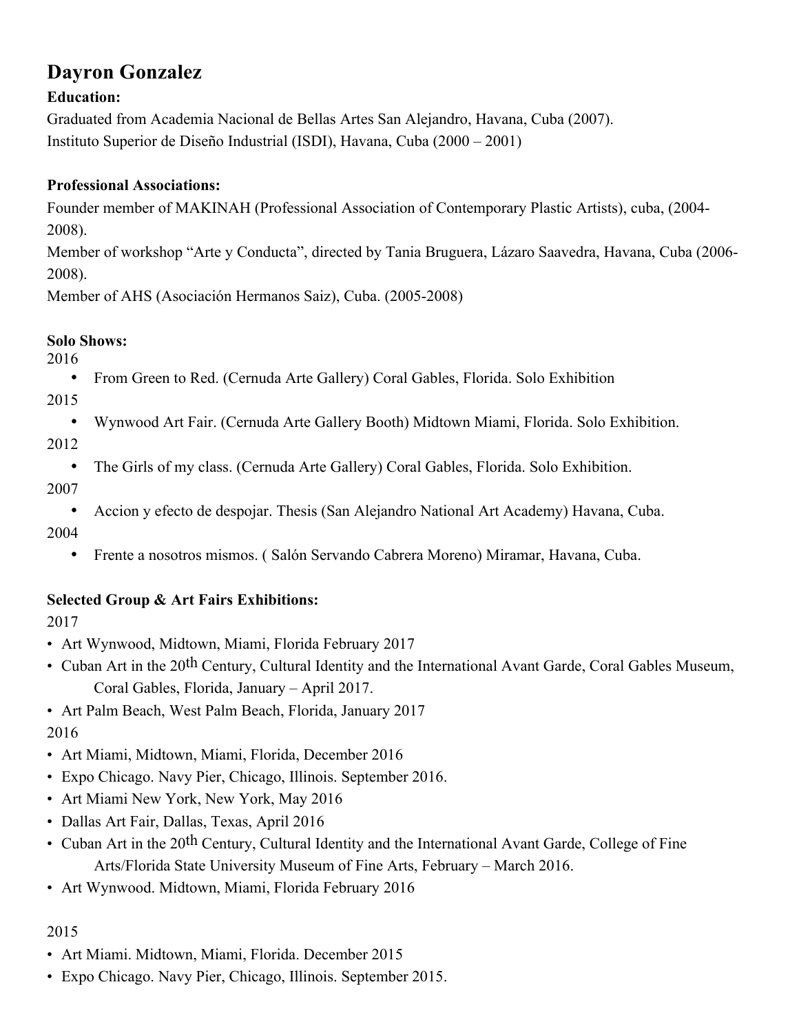# Dayron Gonzalez

**Education:**

Graduated from Academia Nacional de Bellas Artes San Alejandro, Havana, Cuba (2007).
Instituto Superior de Diseño Industrial (ISDI), Havana, Cuba (2000 – 2001)

**Professional Associations:**

Founder member of MAKINAH (Professional Association of Contemporary Plastic Artists), cuba, (2004-2008).
Member of workshop "Arte y Conducta", directed by Tania Bruguera, Lázaro Saavedra, Havana, Cuba (2006-2008).
Member of AHS (Asociación Hermanos Saiz), Cuba. (2005-2008)

**Solo Shows:**

2016

- From Green to Red. (Cernuda Arte Gallery) Coral Gables, Florida. Solo Exhibition

2015

- Wynwood Art Fair. (Cernuda Arte Gallery Booth) Midtown Miami, Florida. Solo Exhibition.

2012

- The Girls of my class. (Cernuda Arte Gallery) Coral Gables, Florida. Solo Exhibition.

2007

- Accion y efecto de despojar. Thesis (San Alejandro National Art Academy) Havana, Cuba.

2004

- Frente a nosotros mismos. ( Salón Servando Cabrera Moreno) Miramar, Havana, Cuba.

**Selected Group & Art Fairs Exhibitions:**

2017

- Art Wynwood, Midtown, Miami, Florida February 2017
- Cuban Art in the 20th Century, Cultural Identity and the International Avant Garde, Coral Gables Museum, Coral Gables, Florida, January – April 2017.
- Art Palm Beach, West Palm Beach, Florida, January 2017

2016

- Art Miami, Midtown, Miami, Florida, December 2016
- Expo Chicago. Navy Pier, Chicago, Illinois. September 2016.
- Art Miami New York, New York, May 2016
- Dallas Art Fair, Dallas, Texas, April 2016
- Cuban Art in the 20th Century, Cultural Identity and the International Avant Garde, College of Fine Arts/Florida State University Museum of Fine Arts, February – March 2016.
- Art Wynwood. Midtown, Miami, Florida February 2016

2015

- Art Miami. Midtown, Miami, Florida. December 2015
- Expo Chicago. Navy Pier, Chicago, Illinois. September 2015.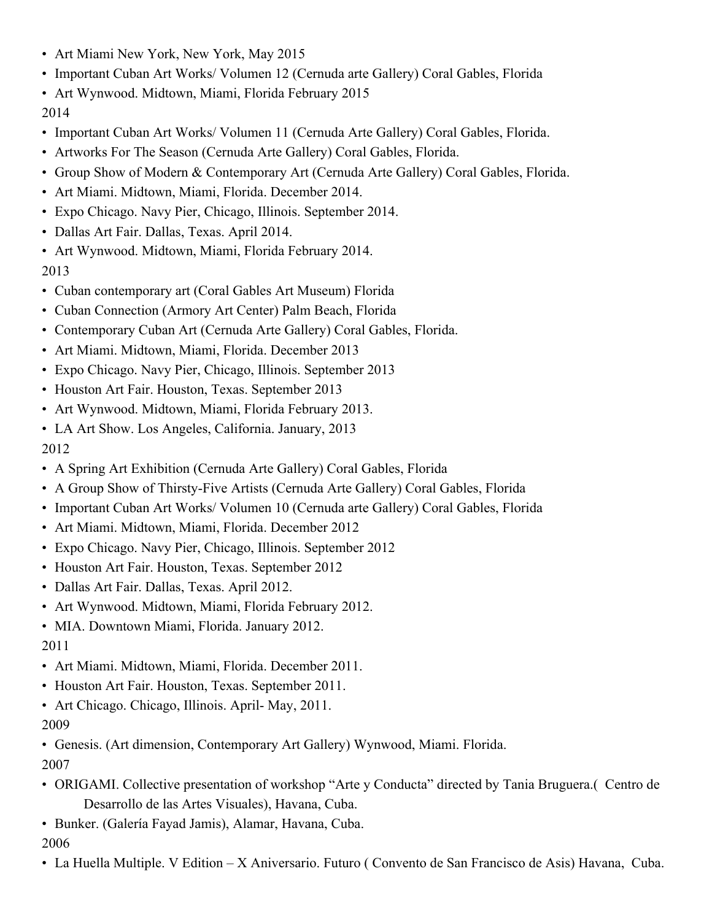- Art Miami New York, New York, May 2015
- Important Cuban Art Works/ Volumen 12 (Cernuda arte Gallery) Coral Gables, Florida
- Art Wynwood. Midtown, Miami, Florida February 2015

2014

- Important Cuban Art Works/ Volumen 11 (Cernuda Arte Gallery) Coral Gables, Florida.
- Artworks For The Season (Cernuda Arte Gallery) Coral Gables, Florida.
- Group Show of Modern & Contemporary Art (Cernuda Arte Gallery) Coral Gables, Florida.
- Art Miami. Midtown, Miami, Florida. December 2014.
- Expo Chicago. Navy Pier, Chicago, Illinois. September 2014.
- Dallas Art Fair. Dallas, Texas. April 2014.
- Art Wynwood. Midtown, Miami, Florida February 2014.

2013

- Cuban contemporary art (Coral Gables Art Museum) Florida
- Cuban Connection (Armory Art Center) Palm Beach, Florida
- Contemporary Cuban Art (Cernuda Arte Gallery) Coral Gables, Florida.
- Art Miami. Midtown, Miami, Florida. December 2013
- Expo Chicago. Navy Pier, Chicago, Illinois. September 2013
- Houston Art Fair. Houston, Texas. September 2013
- Art Wynwood. Midtown, Miami, Florida February 2013.
- LA Art Show. Los Angeles, California. January, 2013

2012

- A Spring Art Exhibition (Cernuda Arte Gallery) Coral Gables, Florida
- A Group Show of Thirsty-Five Artists (Cernuda Arte Gallery) Coral Gables, Florida
- Important Cuban Art Works/ Volumen 10 (Cernuda arte Gallery) Coral Gables, Florida
- Art Miami. Midtown, Miami, Florida. December 2012
- Expo Chicago. Navy Pier, Chicago, Illinois. September 2012
- Houston Art Fair. Houston, Texas. September 2012
- Dallas Art Fair. Dallas, Texas. April 2012.
- Art Wynwood. Midtown, Miami, Florida February 2012.
- MIA. Downtown Miami, Florida. January 2012.

2011

- Art Miami. Midtown, Miami, Florida. December 2011.
- Houston Art Fair. Houston, Texas. September 2011.
- Art Chicago. Chicago, Illinois. April- May, 2011.

2009

- Genesis. (Art dimension, Contemporary Art Gallery) Wynwood, Miami. Florida.

2007

- ORIGAMI. Collective presentation of workshop "Arte y Conducta" directed by Tania Bruguera.( Centro de Desarrollo de las Artes Visuales), Havana, Cuba.
- Bunker. (Galería Fayad Jamis), Alamar, Havana, Cuba.

2006

- La Huella Multiple. V Edition – X Aniversario. Futuro ( Convento de San Francisco de Asis) Havana, Cuba.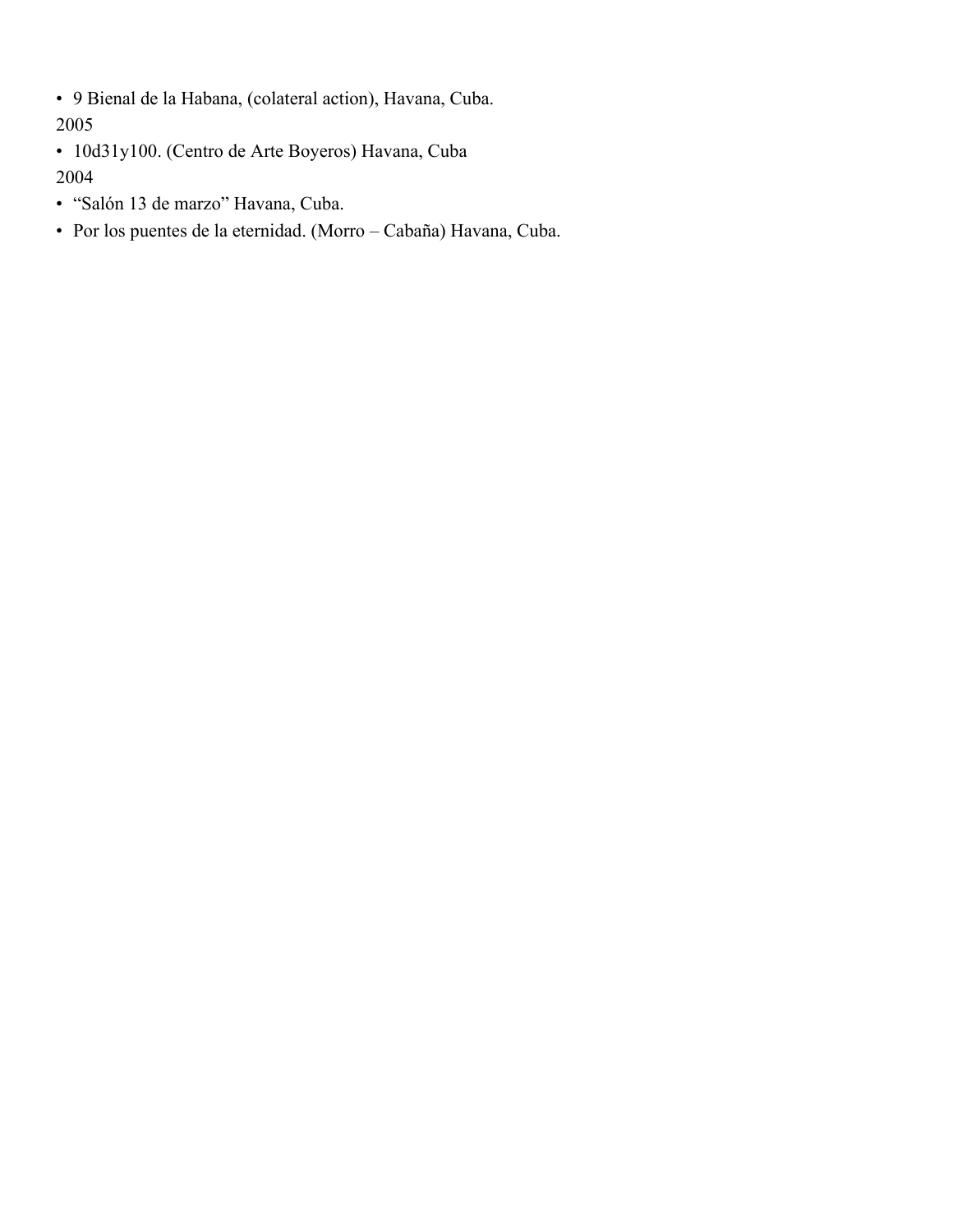- 9 Bienal de la Habana, (colateral action), Havana, Cuba.

2005

- 10d31y100. (Centro de Arte Boyeros) Havana, Cuba

2004

- "Salón 13 de marzo" Havana, Cuba.
- Por los puentes de la eternidad. (Morro – Cabaña) Havana, Cuba.